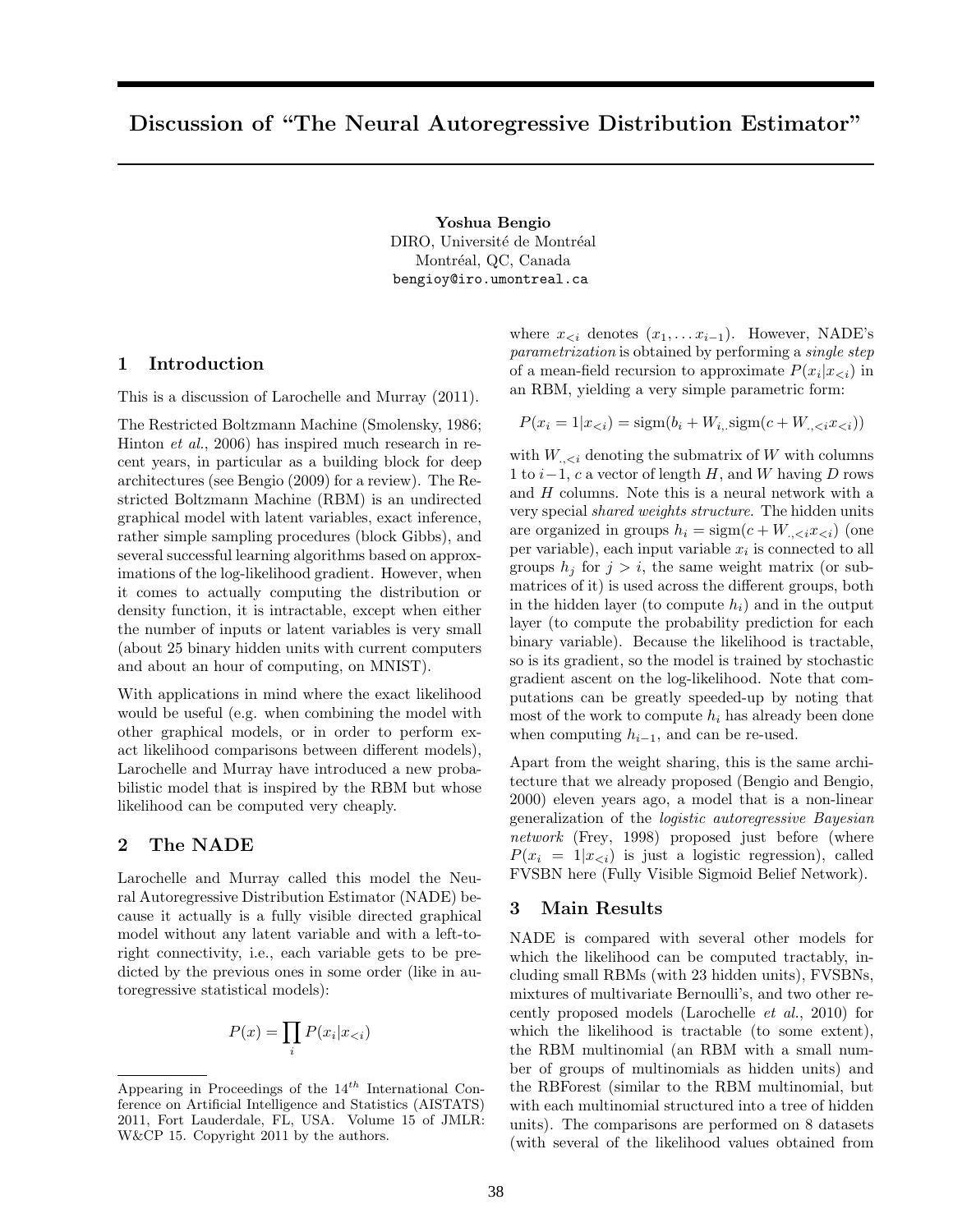# Discussion of "The Neural Autoregressive Distribution Estimator"

**Yoshua Bengio**
DIRO, Université de Montréal
Montréal, QC, Canada
bengioy@iro.umontreal.ca

## 1 Introduction

This is a discussion of Larochelle and Murray (2011).

The Restricted Boltzmann Machine (Smolensky, 1986; Hinton *et al.*, 2006) has inspired much research in recent years, in particular as a building block for deep architectures (see Bengio (2009) for a review). The Restricted Boltzmann Machine (RBM) is an undirected graphical model with latent variables, exact inference, rather simple sampling procedures (block Gibbs), and several successful learning algorithms based on approximations of the log-likelihood gradient. However, when it comes to actually computing the distribution or density function, it is intractable, except when either the number of inputs or latent variables is very small (about 25 binary hidden units with current computers and about an hour of computing, on MNIST).

With applications in mind where the exact likelihood would be useful (e.g. when combining the model with other graphical models, or in order to perform exact likelihood comparisons between different models), Larochelle and Murray have introduced a new probabilistic model that is inspired by the RBM but whose likelihood can be computed very cheaply.

## 2 The NADE

Larochelle and Murray called this model the Neural Autoregressive Distribution Estimator (NADE) because it actually is a fully visible directed graphical model without any latent variable and with a left-to-right connectivity, i.e., each variable gets to be predicted by the previous ones in some order (like in autoregressive statistical models):

$$P(x) = \prod_i P(x_i|x_{<i})$$

where $x_{<i}$ denotes $(x_1, \ldots x_{i-1})$. However, NADE's *parametrization* is obtained by performing a *single step* of a mean-field recursion to approximate $P(x_i|x_{<i})$ in an RBM, yielding a very simple parametric form:

$$P(x_i = 1|x_{<i}) = \text{sigm}(b_i + W_{i,\cdot}\text{sigm}(c + W_{\cdot,<i}x_{<i}))$$

with $W_{\cdot,<i}$ denoting the submatrix of $W$ with columns 1 to $i-1$, $c$ a vector of length $H$, and $W$ having $D$ rows and $H$ columns. Note this is a neural network with a very special *shared weights structure*. The hidden units are organized in groups $h_i = \text{sigm}(c + W_{\cdot,<i}x_{<i})$ (one per variable), each input variable $x_i$ is connected to all groups $h_j$ for $j > i$, the same weight matrix (or submatrices of it) is used across the different groups, both in the hidden layer (to compute $h_i$) and in the output layer (to compute the probability prediction for each binary variable). Because the likelihood is tractable, so is its gradient, so the model is trained by stochastic gradient ascent on the log-likelihood. Note that computations can be greatly speeded-up by noting that most of the work to compute $h_i$ has already been done when computing $h_{i-1}$, and can be re-used.

Apart from the weight sharing, this is the same architecture that we already proposed (Bengio and Bengio, 2000) eleven years ago, a model that is a non-linear generalization of the *logistic autoregressive Bayesian network* (Frey, 1998) proposed just before (where $P(x_i = 1|x_{<i})$ is just a logistic regression), called FVSBN here (Fully Visible Sigmoid Belief Network).

## 3 Main Results

NADE is compared with several other models for which the likelihood can be computed tractably, including small RBMs (with 23 hidden units), FVSBNs, mixtures of multivariate Bernoulli's, and two other recently proposed models (Larochelle *et al.*, 2010) for which the likelihood is tractable (to some extent), the RBM multinomial (an RBM with a small number of groups of multinomials as hidden units) and the RBForest (similar to the RBM multinomial, but with each multinomial structured into a tree of hidden units). The comparisons are performed on 8 datasets (with several of the likelihood values obtained from

Appearing in Proceedings of the $14^{th}$ International Conference on Artificial Intelligence and Statistics (AISTATS) 2011, Fort Lauderdale, FL, USA. Volume 15 of JMLR: W&CP 15. Copyright 2011 by the authors.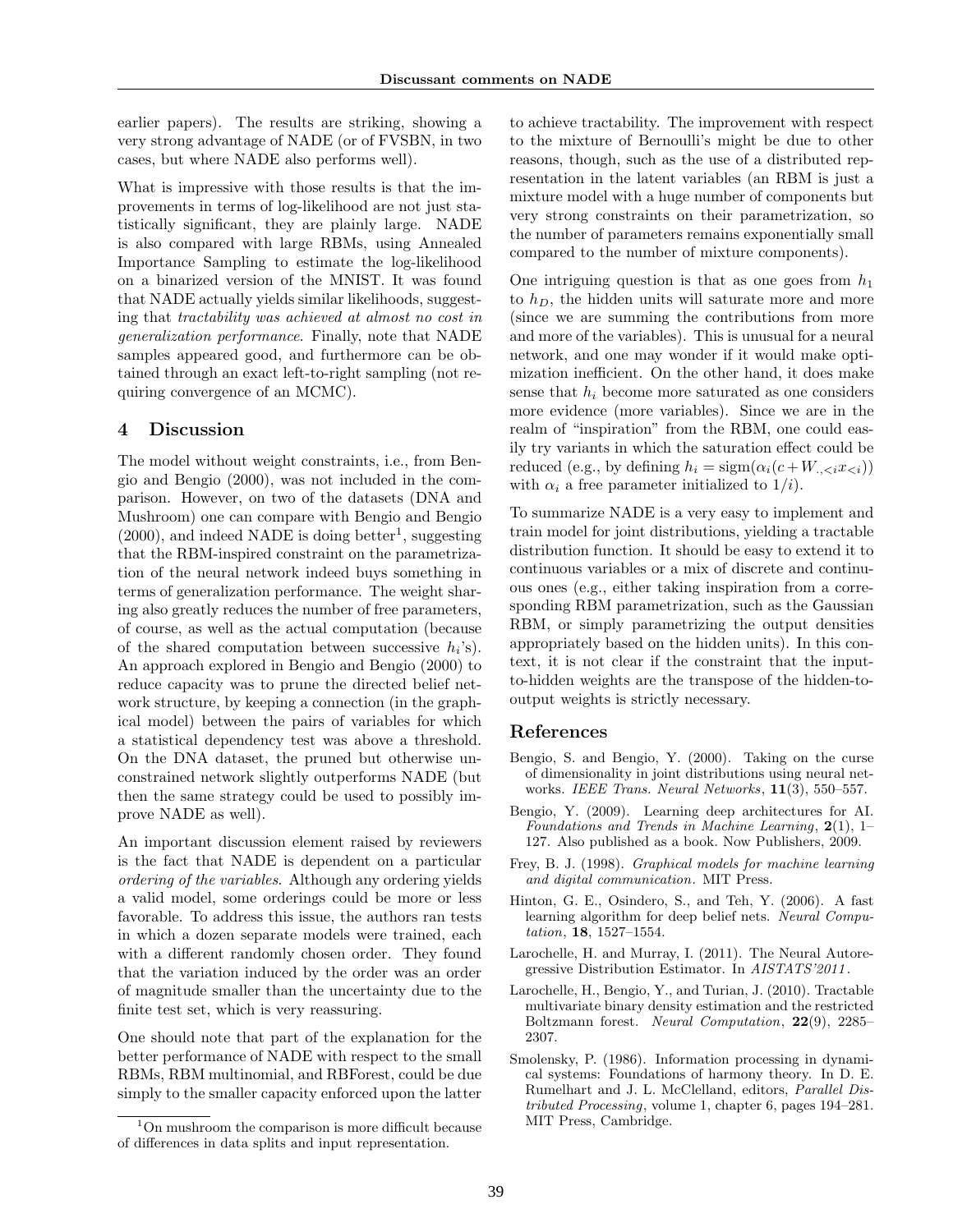earlier papers). The results are striking, showing a very strong advantage of NADE (or of FVSBN, in two cases, but where NADE also performs well).

What is impressive with those results is that the improvements in terms of log-likelihood are not just statistically significant, they are plainly large. NADE is also compared with large RBMs, using Annealed Importance Sampling to estimate the log-likelihood on a binarized version of the MNIST. It was found that NADE actually yields similar likelihoods, suggesting that *tractability was achieved at almost no cost in generalization performance*. Finally, note that NADE samples appeared good, and furthermore can be obtained through an exact left-to-right sampling (not requiring convergence of an MCMC).

## 4 Discussion

The model without weight constraints, i.e., from Bengio and Bengio (2000), was not included in the comparison. However, on two of the datasets (DNA and Mushroom) one can compare with Bengio and Bengio (2000), and indeed NADE is doing better[1], suggesting that the RBM-inspired constraint on the parametrization of the neural network indeed buys something in terms of generalization performance. The weight sharing also greatly reduces the number of free parameters, of course, as well as the actual computation (because of the shared computation between successive $h_i$'s). An approach explored in Bengio and Bengio (2000) to reduce capacity was to prune the directed belief network structure, by keeping a connection (in the graphical model) between the pairs of variables for which a statistical dependency test was above a threshold. On the DNA dataset, the pruned but otherwise unconstrained network slightly outperforms NADE (but then the same strategy could be used to possibly improve NADE as well).

An important discussion element raised by reviewers is the fact that NADE is dependent on a particular *ordering of the variables*. Although any ordering yields a valid model, some orderings could be more or less favorable. To address this issue, the authors ran tests in which a dozen separate models were trained, each with a different randomly chosen order. They found that the variation induced by the order was an order of magnitude smaller than the uncertainty due to the finite test set, which is very reassuring.

One should note that part of the explanation for the better performance of NADE with respect to the small RBMs, RBM multinomial, and RBForest, could be due simply to the smaller capacity enforced upon the latter to achieve tractability. The improvement with respect to the mixture of Bernoulli's might be due to other reasons, though, such as the use of a distributed representation in the latent variables (an RBM is just a mixture model with a huge number of components but very strong constraints on their parametrization, so the number of parameters remains exponentially small compared to the number of mixture components).

One intriguing question is that as one goes from $h_1$ to $h_D$, the hidden units will saturate more and more (since we are summing the contributions from more and more of the variables). This is unusual for a neural network, and one may wonder if it would make optimization inefficient. On the other hand, it does make sense that $h_i$ become more saturated as one considers more evidence (more variables). Since we are in the realm of "inspiration" from the RBM, one could easily try variants in which the saturation effect could be reduced (e.g., by defining $h_i = \text{sigm}(\alpha_i(c + W_{\cdot,<i}x_{<i}))$ with $\alpha_i$ a free parameter initialized to $1/i$).

To summarize NADE is a very easy to implement and train model for joint distributions, yielding a tractable distribution function. It should be easy to extend it to continuous variables or a mix of discrete and continuous ones (e.g., either taking inspiration from a corresponding RBM parametrization, such as the Gaussian RBM, or simply parametrizing the output densities appropriately based on the hidden units). In this context, it is not clear if the constraint that the input-to-hidden weights are the transpose of the hidden-to-output weights is strictly necessary.

## References

Bengio, S. and Bengio, Y. (2000). Taking on the curse of dimensionality in joint distributions using neural networks. *IEEE Trans. Neural Networks*, **11**(3), 550–557.

Bengio, Y. (2009). Learning deep architectures for AI. *Foundations and Trends in Machine Learning*, **2**(1), 1–127. Also published as a book. Now Publishers, 2009.

Frey, B. J. (1998). *Graphical models for machine learning and digital communication*. MIT Press.

Hinton, G. E., Osindero, S., and Teh, Y. (2006). A fast learning algorithm for deep belief nets. *Neural Computation*, **18**, 1527–1554.

Larochelle, H. and Murray, I. (2011). The Neural Autoregressive Distribution Estimator. In *AISTATS'2011*.

Larochelle, H., Bengio, Y., and Turian, J. (2010). Tractable multivariate binary density estimation and the restricted Boltzmann forest. *Neural Computation*, **22**(9), 2285–2307.

Smolensky, P. (1986). Information processing in dynamical systems: Foundations of harmony theory. In D. E. Rumelhart and J. L. McClelland, editors, *Parallel Distributed Processing*, volume 1, chapter 6, pages 194–281. MIT Press, Cambridge.

[1] On mushroom the comparison is more difficult because of differences in data splits and input representation.